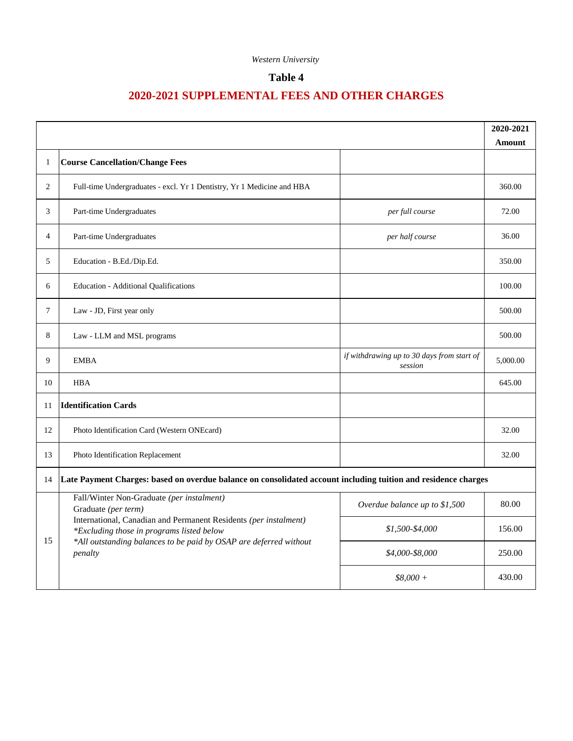*Western University*

## Table 4

## 2020-2021 SUPPLEMENTAL FEES AND OTHER CHARGES

| | | | 2020-2021 Amount |
|---|---|---|---|
| 1 | **Course Cancellation/Change Fees** | | |
| 2 | Full-time Undergraduates - excl. Yr 1 Dentistry, Yr 1 Medicine and HBA | | 360.00 |
| 3 | Part-time Undergraduates | *per full course* | 72.00 |
| 4 | Part-time Undergraduates | *per half course* | 36.00 |
| 5 | Education - B.Ed./Dip.Ed. | | 350.00 |
| 6 | Education - Additional Qualifications | | 100.00 |
| 7 | Law - JD, First year only | | 500.00 |
| 8 | Law - LLM and MSL programs | | 500.00 |
| 9 | EMBA | *if withdrawing up to 30 days from start of session* | 5,000.00 |
| 10 | HBA | | 645.00 |
| 11 | **Identification Cards** | | |
| 12 | Photo Identification Card (Western ONEcard) | | 32.00 |
| 13 | Photo Identification Replacement | | 32.00 |
| 14 | **Late Payment Charges: based on overdue balance on consolidated account including tuition and residence charges** | | |
| 15 | Fall/Winter Non-Graduate *(per instalment)*<br>Graduate *(per term)*<br>International, Canadian and Permanent Residents *(per instalment)*<br>*\*Excluding those in programs listed below*<br>*\*All outstanding balances to be paid by OSAP are deferred without penalty* | *Overdue balance up to $1,500* | 80.00 |
| | | *$1,500-$4,000* | 156.00 |
| | | *$4,000-$8,000* | 250.00 |
| | | *$8,000 +* | 430.00 |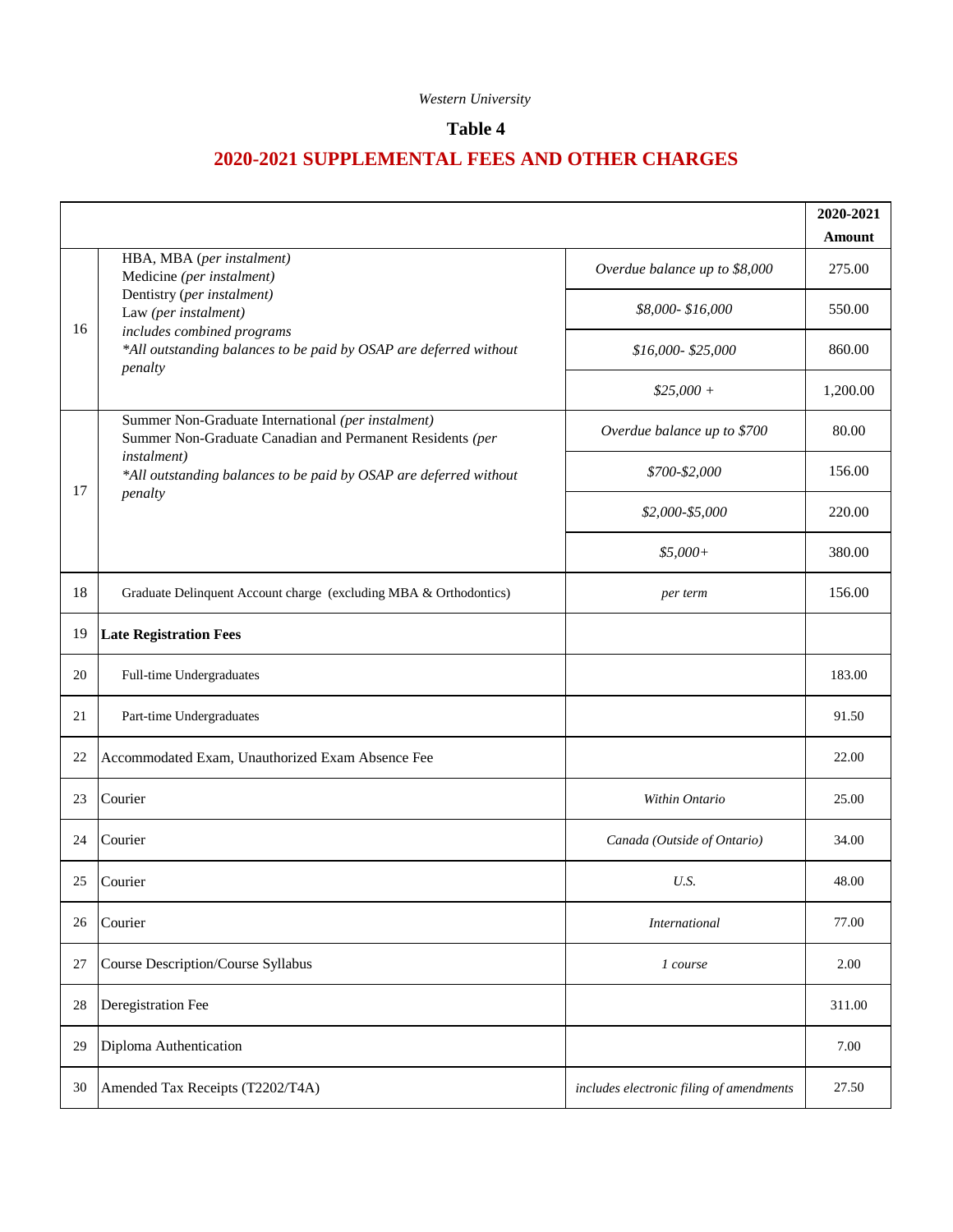*Western University*

## Table 4

## 2020-2021 SUPPLEMENTAL FEES AND OTHER CHARGES

| | | | 2020-2021 Amount |
|---|---|---|---|
| 16 | HBA, MBA *(per instalment)*<br>Medicine *(per instalment)*<br>Dentistry *(per instalment)*<br>Law *(per instalment)*<br>*includes combined programs*<br>*\*All outstanding balances to be paid by OSAP are deferred without penalty* | *Overdue balance up to $8,000* | 275.00 |
| | | *$8,000- $16,000* | 550.00 |
| | | *$16,000- $25,000* | 860.00 |
| | | *$25,000 +* | 1,200.00 |
| 17 | Summer Non-Graduate International *(per instalment)*<br>Summer Non-Graduate Canadian and Permanent Residents *(per instalment)*<br>*\*All outstanding balances to be paid by OSAP are deferred without penalty* | *Overdue balance up to $700* | 80.00 |
| | | *$700-$2,000* | 156.00 |
| | | *$2,000-$5,000* | 220.00 |
| | | *$5,000+* | 380.00 |
| 18 | Graduate Delinquent Account charge (excluding MBA & Orthodontics) | *per term* | 156.00 |
| 19 | **Late Registration Fees** | | |
| 20 | Full-time Undergraduates | | 183.00 |
| 21 | Part-time Undergraduates | | 91.50 |
| 22 | Accommodated Exam, Unauthorized Exam Absence Fee | | 22.00 |
| 23 | Courier | *Within Ontario* | 25.00 |
| 24 | Courier | *Canada (Outside of Ontario)* | 34.00 |
| 25 | Courier | *U.S.* | 48.00 |
| 26 | Courier | *International* | 77.00 |
| 27 | Course Description/Course Syllabus | *1 course* | 2.00 |
| 28 | Deregistration Fee | | 311.00 |
| 29 | Diploma Authentication | | 7.00 |
| 30 | Amended Tax Receipts (T2202/T4A) | *includes electronic filing of amendments* | 27.50 |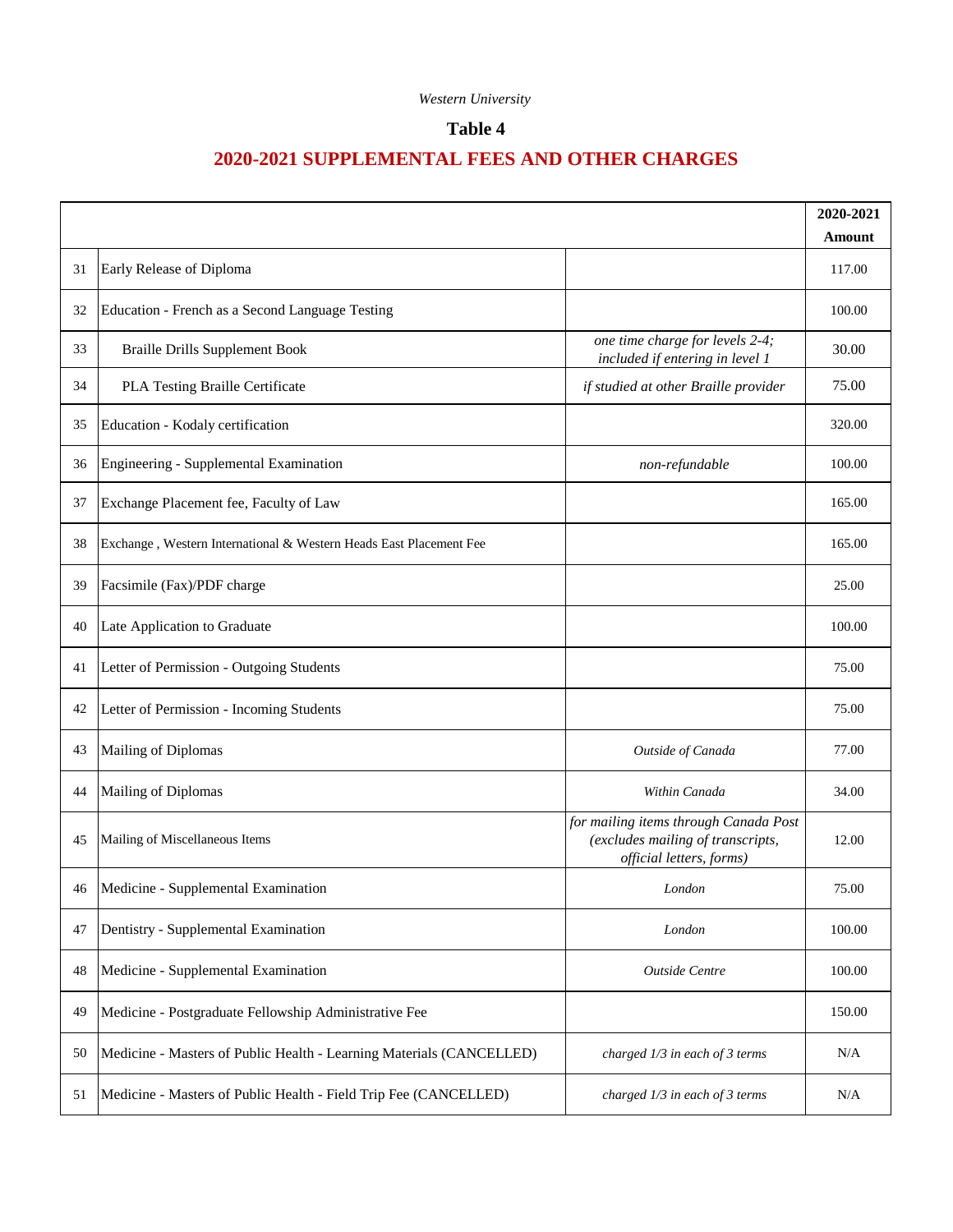*Western University*

## Table 4

## 2020-2021 SUPPLEMENTAL FEES AND OTHER CHARGES

| | | | 2020-2021 Amount |
|---|---|---|---|
| 31 | Early Release of Diploma | | 117.00 |
| 32 | Education - French as a Second Language Testing | | 100.00 |
| 33 | Braille Drills Supplement Book | *one time charge for levels 2-4; included if entering in level 1* | 30.00 |
| 34 | PLA Testing Braille Certificate | *if studied at other Braille provider* | 75.00 |
| 35 | Education - Kodaly certification | | 320.00 |
| 36 | Engineering - Supplemental Examination | *non-refundable* | 100.00 |
| 37 | Exchange Placement fee, Faculty of Law | | 165.00 |
| 38 | Exchange , Western International & Western Heads East Placement Fee | | 165.00 |
| 39 | Facsimile (Fax)/PDF charge | | 25.00 |
| 40 | Late Application to Graduate | | 100.00 |
| 41 | Letter of Permission - Outgoing Students | | 75.00 |
| 42 | Letter of Permission - Incoming Students | | 75.00 |
| 43 | Mailing of Diplomas | *Outside of Canada* | 77.00 |
| 44 | Mailing of Diplomas | *Within Canada* | 34.00 |
| 45 | Mailing of Miscellaneous Items | *for mailing items through Canada Post (excludes mailing of transcripts, official letters, forms)* | 12.00 |
| 46 | Medicine - Supplemental Examination | *London* | 75.00 |
| 47 | Dentistry - Supplemental Examination | *London* | 100.00 |
| 48 | Medicine - Supplemental Examination | *Outside Centre* | 100.00 |
| 49 | Medicine - Postgraduate Fellowship Administrative Fee | | 150.00 |
| 50 | Medicine - Masters of Public Health - Learning Materials (CANCELLED) | *charged 1/3 in each of 3 terms* | N/A |
| 51 | Medicine - Masters of Public Health - Field Trip Fee (CANCELLED) | *charged 1/3 in each of 3 terms* | N/A |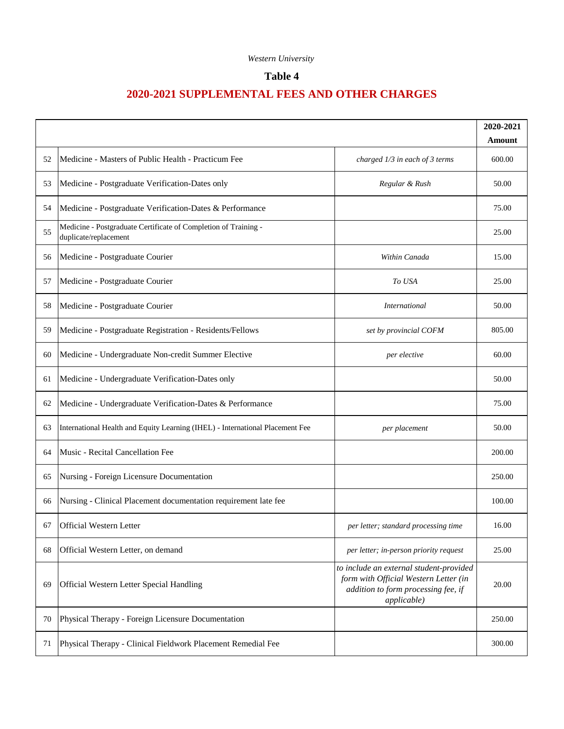*Western University*

**Table 4**

## 2020-2021 SUPPLEMENTAL FEES AND OTHER CHARGES

| | | | 2020-2021 Amount |
|---|---|---|---|
| 52 | Medicine - Masters of Public Health - Practicum Fee | *charged 1/3 in each of 3 terms* | 600.00 |
| 53 | Medicine - Postgraduate Verification-Dates only | *Regular & Rush* | 50.00 |
| 54 | Medicine - Postgraduate Verification-Dates & Performance | | 75.00 |
| 55 | Medicine - Postgraduate Certificate of Completion of Training - duplicate/replacement | | 25.00 |
| 56 | Medicine - Postgraduate Courier | *Within Canada* | 15.00 |
| 57 | Medicine - Postgraduate Courier | *To USA* | 25.00 |
| 58 | Medicine - Postgraduate Courier | *International* | 50.00 |
| 59 | Medicine - Postgraduate Registration - Residents/Fellows | *set by provincial COFM* | 805.00 |
| 60 | Medicine - Undergraduate Non-credit Summer Elective | *per elective* | 60.00 |
| 61 | Medicine - Undergraduate Verification-Dates only | | 50.00 |
| 62 | Medicine - Undergraduate Verification-Dates & Performance | | 75.00 |
| 63 | International Health and Equity Learning (IHEL) - International Placement Fee | *per placement* | 50.00 |
| 64 | Music - Recital Cancellation Fee | | 200.00 |
| 65 | Nursing - Foreign Licensure Documentation | | 250.00 |
| 66 | Nursing - Clinical Placement documentation requirement late fee | | 100.00 |
| 67 | Official Western Letter | *per letter; standard processing time* | 16.00 |
| 68 | Official Western Letter, on demand | *per letter; in-person priority request* | 25.00 |
| 69 | Official Western Letter Special Handling | *to include an external student-provided form with Official Western Letter (in addition to form processing fee, if applicable)* | 20.00 |
| 70 | Physical Therapy - Foreign Licensure Documentation | | 250.00 |
| 71 | Physical Therapy - Clinical Fieldwork Placement Remedial Fee | | 300.00 |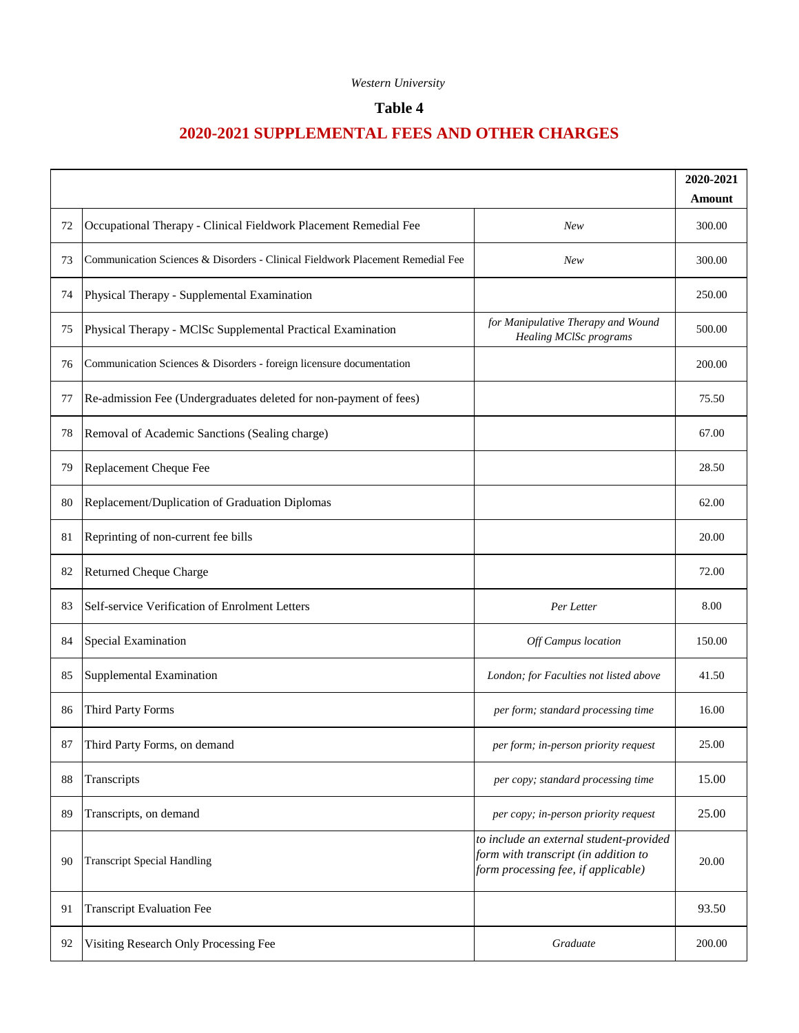*Western University*

## Table 4

## 2020-2021 SUPPLEMENTAL FEES AND OTHER CHARGES

| | | | 2020-2021 Amount |
|---|---|---|---|
| 72 | Occupational Therapy - Clinical Fieldwork Placement Remedial Fee | *New* | 300.00 |
| 73 | Communication Sciences & Disorders - Clinical Fieldwork Placement Remedial Fee | *New* | 300.00 |
| 74 | Physical Therapy - Supplemental Examination | | 250.00 |
| 75 | Physical Therapy - MClSc Supplemental Practical Examination | *for Manipulative Therapy and Wound Healing MClSc programs* | 500.00 |
| 76 | Communication Sciences & Disorders - foreign licensure documentation | | 200.00 |
| 77 | Re-admission Fee (Undergraduates deleted for non-payment of fees) | | 75.50 |
| 78 | Removal of Academic Sanctions (Sealing charge) | | 67.00 |
| 79 | Replacement Cheque Fee | | 28.50 |
| 80 | Replacement/Duplication of Graduation Diplomas | | 62.00 |
| 81 | Reprinting of non-current fee bills | | 20.00 |
| 82 | Returned Cheque Charge | | 72.00 |
| 83 | Self-service Verification of Enrolment Letters | *Per Letter* | 8.00 |
| 84 | Special Examination | *Off Campus location* | 150.00 |
| 85 | Supplemental Examination | *London; for Faculties not listed above* | 41.50 |
| 86 | Third Party Forms | *per form; standard processing time* | 16.00 |
| 87 | Third Party Forms, on demand | *per form; in-person priority request* | 25.00 |
| 88 | Transcripts | *per copy; standard processing time* | 15.00 |
| 89 | Transcripts, on demand | *per copy; in-person priority request* | 25.00 |
| 90 | Transcript Special Handling | *to include an external student-provided form with transcript (in addition to form processing fee, if applicable)* | 20.00 |
| 91 | Transcript Evaluation Fee | | 93.50 |
| 92 | Visiting Research Only Processing Fee | *Graduate* | 200.00 |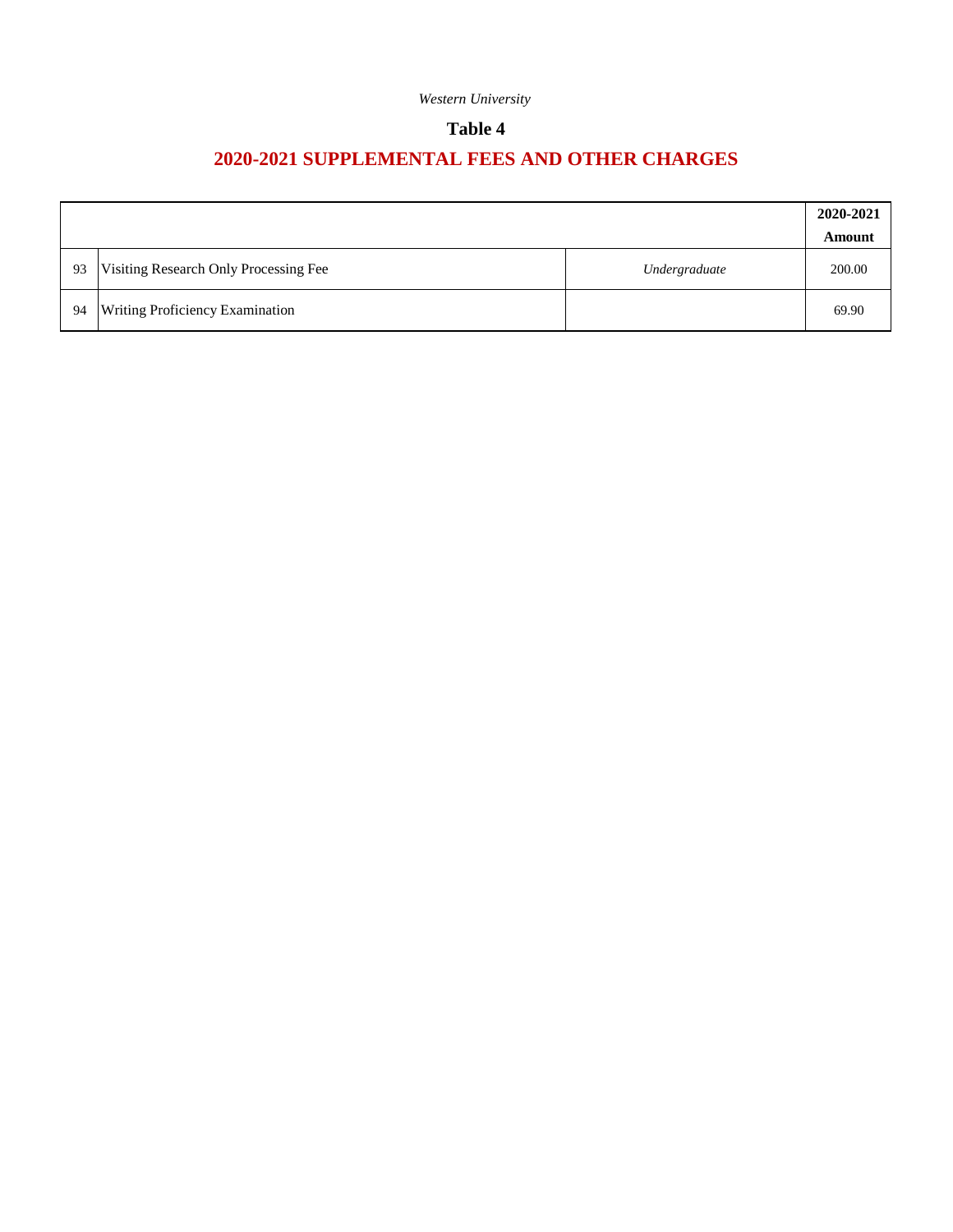*Western University*

## Table 4

## 2020-2021 SUPPLEMENTAL FEES AND OTHER CHARGES

| | | | 2020-2021 Amount |
|---|---|---|---|
| 93 | Visiting Research Only Processing Fee | *Undergraduate* | 200.00 |
| 94 | Writing Proficiency Examination | | 69.90 |